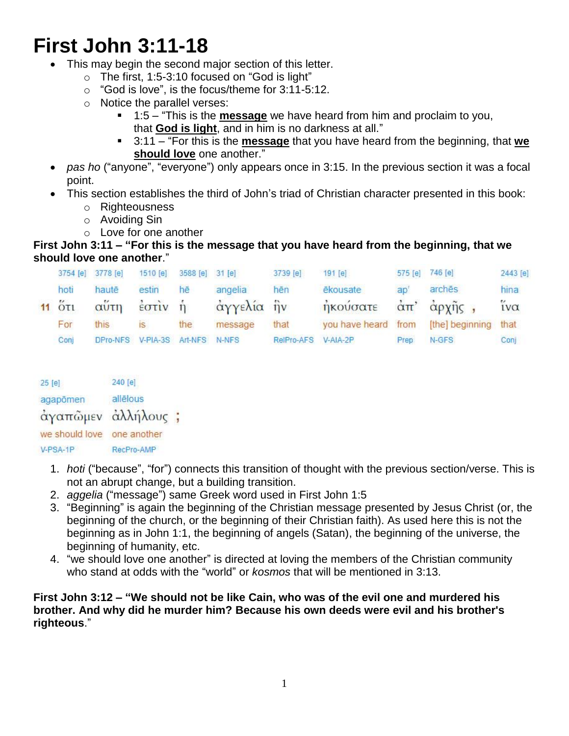# First John 3:11-18

- This may begin the second major section of this letter.
  - The first, 1:5-3:10 focused on "God is light"
  - "God is love", is the focus/theme for 3:11-5:12.
  - Notice the parallel verses:
    - 1:5 – "This is the **message** we have heard from him and proclaim to you, that **God is light**, and in him is no darkness at all."
    - 3:11 – "For this is the **message** that you have heard from the beginning, that **we should love** one another."
- *pas ho* ("anyone", "everyone") only appears once in 3:15. In the previous section it was a focal point.
- This section establishes the third of John's triad of Christian character presented in this book:
  - Righteousness
  - Avoiding Sin
  - Love for one another

**First John 3:11 – "For this is the message that you have heard from the beginning, that we should love one another**."

| | 3754 [e] | 3778 [e] | 1510 [e] | 3588 [e] | 31 [e] | 3739 [e] | 191 [e] | 575 [e] | 746 [e] | 2443 [e] | 25 [e] | 240 [e] |
|---|---|---|---|---|---|---|---|---|---|---|---|---|
| | hoti | hautē | estin | hē | angelia | hēn | ēkousate | ap' | archēs | hina | agapōmen | allēlous |
| 11 | ὅτι | αὕτη | ἐστὶν | ἡ | ἀγγελία | ἣν | ἠκούσατε | ἀπ' | ἀρχῆς , | ἵνα | ἀγαπῶμεν | ἀλλήλους ; |
| | For | this | is | the | message | that | you have heard | from | [the] beginning | that | we should love | one another |
| | Conj | DPro-NFS | V-PIA-3S | Art-NFS | N-NFS | RelPro-AFS | V-AIA-2P | Prep | N-GFS | Conj | V-PSA-1P | RecPro-AMP |

1. *hoti* ("because", "for") connects this transition of thought with the previous section/verse. This is not an abrupt change, but a building transition.
2. *aggelia* ("message") same Greek word used in First John 1:5
3. "Beginning" is again the beginning of the Christian message presented by Jesus Christ (or, the beginning of the church, or the beginning of their Christian faith). As used here this is not the beginning as in John 1:1, the beginning of angels (Satan), the beginning of the universe, the beginning of humanity, etc.
4. "we should love one another" is directed at loving the members of the Christian community who stand at odds with the "world" or *kosmos* that will be mentioned in 3:13.

**First John 3:12 – "We should not be like Cain, who was of the evil one and murdered his brother. And why did he murder him? Because his own deeds were evil and his brother's righteous**."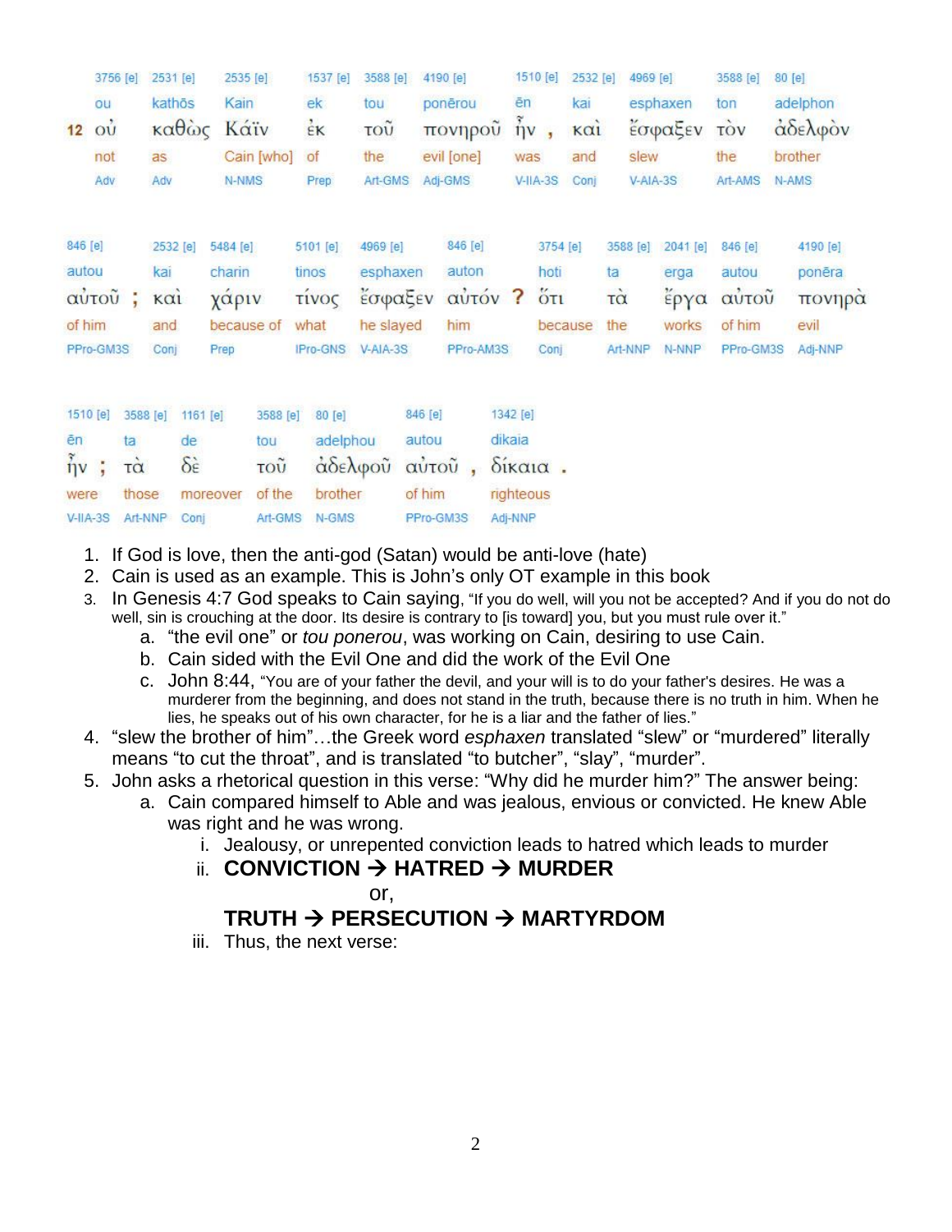| 12 | 3756 [e] | 2531 [e] | 2535 [e] | 1537 [e] | 3588 [e] | 4190 [e] | 1510 [e] | | 2532 [e] | 4969 [e] | 3588 [e] | 80 [e] |
|---|---|---|---|---|---|---|---|---|---|---|---|---|
| | ou | kathōs | Kain | ek | tou | ponērou | ēn | | kai | esphaxen | ton | adelphon |
| | οὐ | καθὼς | Κάϊν | ἐκ | τοῦ | πονηροῦ | ἦν | , | καὶ | ἔσφαξεν | τὸν | ἀδελφὸν |
| | not | as | Cain [who] | of | the | evil [one] | was | | and | slew | the | brother |
| | Adv | Adv | N-NMS | Prep | Art-GMS | Adj-GMS | V-IIA-3S | | Conj | V-AIA-3S | Art-AMS | N-AMS |

| 846 [e] | | 2532 [e] | 5484 [e] | 5101 [e] | 4969 [e] | 846 [e] | | 3754 [e] | 3588 [e] | 2041 [e] | 846 [e] | 4190 [e] |
|---|---|---|---|---|---|---|---|---|---|---|---|---|
| autou | | kai | charin | tinos | esphaxen | auton | | hoti | ta | erga | autou | ponēra |
| αὐτοῦ | ; | καὶ | χάριν | τίνος | ἔσφαξεν | αὐτόν | ? | ὅτι | τὰ | ἔργα | αὐτοῦ | πονηρὰ |
| of him | | and | because of | what | he slayed | him | | because | the | works | of him | evil |
| PPro-GM3S | | Conj | Prep | IPro-GNS | V-AIA-3S | PPro-AM3S | | Conj | Art-NNP | N-NNP | PPro-GM3S | Adj-NNP |

| 1510 [e] | | 3588 [e] | 1161 [e] | 3588 [e] | 80 [e] | 846 [e] | | 1342 [e] | |
|---|---|---|---|---|---|---|---|---|---|
| ēn | | ta | de | tou | adelphou | autou | | dikaia | |
| ἦν | ; | τὰ | δὲ | τοῦ | ἀδελφοῦ | αὐτοῦ | , | δίκαια | . |
| were | | those | moreover | of the | brother | of him | | righteous | |
| V-IIA-3S | | Art-NNP | Conj | Art-GMS | N-GMS | PPro-GM3S | | Adj-NNP | |

1. If God is love, then the anti-god (Satan) would be anti-love (hate)
2. Cain is used as an example. This is John's only OT example in this book
3. In Genesis 4:7 God speaks to Cain saying, "If you do well, will you not be accepted? And if you do not do well, sin is crouching at the door. Its desire is contrary to [is toward] you, but you must rule over it."
    a. "the evil one" or *tou ponerou*, was working on Cain, desiring to use Cain.
    b. Cain sided with the Evil One and did the work of the Evil One
    c. John 8:44, "You are of your father the devil, and your will is to do your father's desires. He was a murderer from the beginning, and does not stand in the truth, because there is no truth in him. When he lies, he speaks out of his own character, for he is a liar and the father of lies."
4. "slew the brother of him"…the Greek word *esphaxen* translated "slew" or "murdered" literally means "to cut the throat", and is translated "to butcher", "slay", "murder".
5. John asks a rhetorical question in this verse: "Why did he murder him?" The answer being:
    a. Cain compared himself to Able and was jealous, envious or convicted. He knew Able was right and he was wrong.
        i. Jealousy, or unrepented conviction leads to hatred which leads to murder
        ii. **CONVICTION → HATRED → MURDER**

            or,

            **TRUTH → PERSECUTION → MARTYRDOM**
        iii. Thus, the next verse: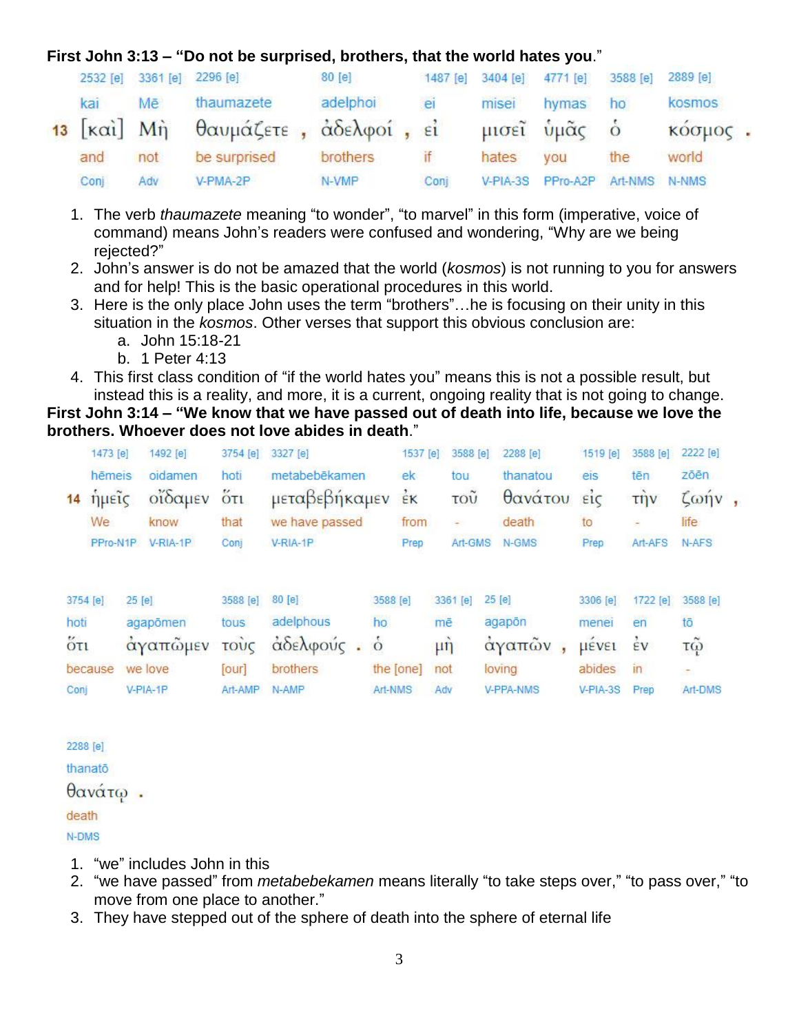**First John 3:13 – “Do not be surprised, brothers, that the world hates you**.”

| | 2532 [e] | 3361 [e] | 2296 [e] | | 80 [e] | | 1487 [e] | 3404 [e] | 4771 [e] | 3588 [e] | 2889 [e] | |
|---|---|---|---|---|---|---|---|---|---|---|---|---|
| | kai | Mē | thaumazete | | adelphoi | | ei | misei | hymas | ho | kosmos | |
| 13 | [καὶ] | Μὴ | θαυμάζετε | , | ἀδελφοί | , | εἰ | μισεῖ | ὑμᾶς | ὁ | κόσμος | . |
| | and | not | be surprised | | brothers | | if | hates | you | the | world | |
| | Conj | Adv | V-PMA-2P | | N-VMP | | Conj | V-PIA-3S | PPro-A2P | Art-NMS | N-NMS | |

1. The verb *thaumazete* meaning “to wonder”, “to marvel” in this form (imperative, voice of command) means John’s readers were confused and wondering, “Why are we being rejected?”
2. John’s answer is do not be amazed that the world (*kosmos*) is not running to you for answers and for help! This is the basic operational procedures in this world.
3. Here is the only place John uses the term “brothers”…he is focusing on their unity in this situation in the *kosmos*. Other verses that support this obvious conclusion are:
   a. John 15:18-21
   b. 1 Peter 4:13
4. This first class condition of “if the world hates you” means this is not a possible result, but instead this is a reality, and more, it is a current, ongoing reality that is not going to change.

**First John 3:14 – “We know that we have passed out of death into life, because we love the brothers. Whoever does not love abides in death**.”

| | 1473 [e] | 1492 [e] | 3754 [e] | 3327 [e] | 1537 [e] | 3588 [e] | 2288 [e] | 1519 [e] | 3588 [e] | 2222 [e] | |
|---|---|---|---|---|---|---|---|---|---|---|---|
| | hēmeis | oidamen | hoti | metabebēkamen | ek | tou | thanatou | eis | tēn | zōēn | |
| 14 | ἡμεῖς | οἴδαμεν | ὅτι | μεταβεβήκαμεν | ἐκ | τοῦ | θανάτου | εἰς | τὴν | ζωήν | , |
| | We | know | that | we have passed | from | - | death | to | - | life | |
| | PPro-N1P | V-RIA-1P | Conj | V-RIA-1P | Prep | Art-GMS | N-GMS | Prep | Art-AFS | N-AFS | |

| 3754 [e] | 25 [e] | 3588 [e] | 80 [e] | | 3588 [e] | 3361 [e] | 25 [e] | | 3306 [e] | 1722 [e] | 3588 [e] |
|---|---|---|---|---|---|---|---|---|---|---|---|
| hoti | agapōmen | tous | adelphous | | ho | mē | agapōn | | menei | en | tō |
| ὅτι | ἀγαπῶμεν | τοὺς | ἀδελφούς | . | ὁ | μὴ | ἀγαπῶν | , | μένει | ἐν | τῷ |
| because | we love | [our] | brothers | | the [one] | not | loving | | abides | in | - |
| Conj | V-PIA-1P | Art-AMP | N-AMP | | Art-NMS | Adv | V-PPA-NMS | | V-PIA-3S | Prep | Art-DMS |

| 2288 [e] | |
|---|---|
| thanatō | |
| θανάτῳ | . |
| death | |
| N-DMS | |

1. “we” includes John in this
2. “we have passed” from *metabebekamen* means literally “to take steps over,” “to pass over,” “to move from one place to another.”
3. They have stepped out of the sphere of death into the sphere of eternal life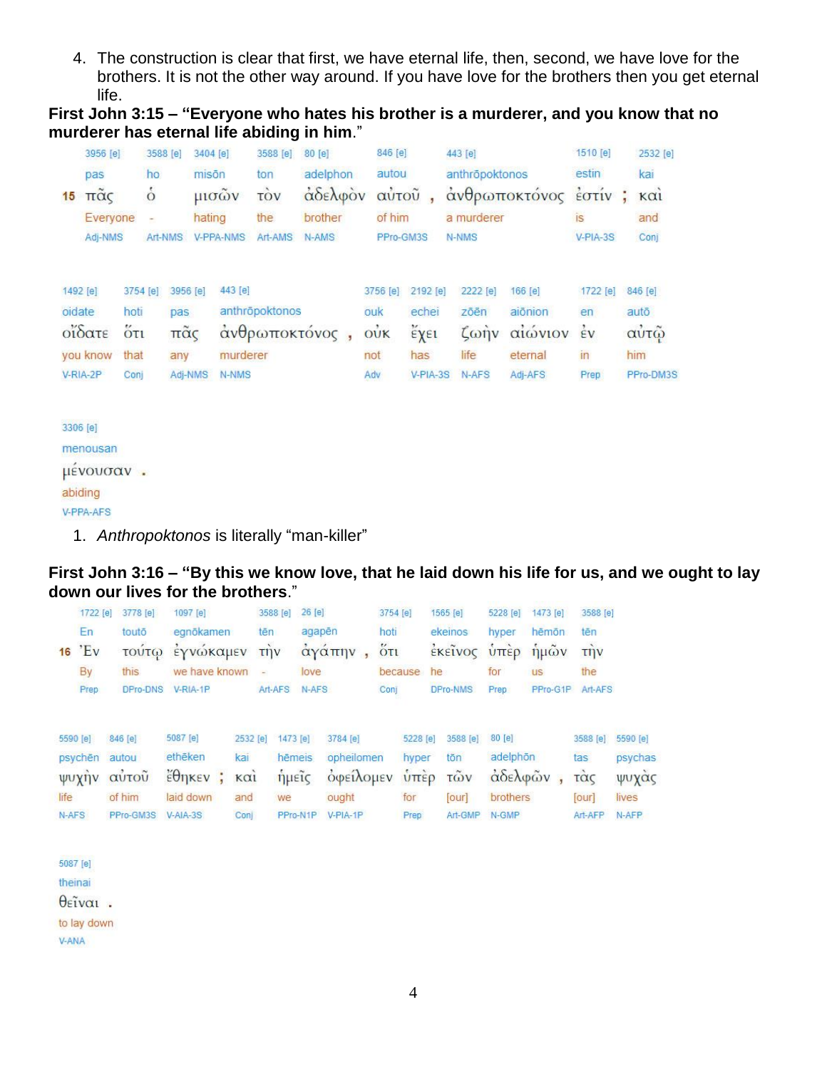4. The construction is clear that first, we have eternal life, then, second, we have love for the brothers. It is not the other way around. If you have love for the brothers then you get eternal life.

**First John 3:15 – "Everyone who hates his brother is a murderer, and you know that no murderer has eternal life abiding in him."**

| 3956 [e] | 3588 [e] | 3404 [e] | 3588 [e] | 80 [e] | 846 [e] | 443 [e] | 1510 [e] | 2532 [e] |
|---|---|---|---|---|---|---|---|---|
| pas | ho | misōn | ton | adelphon | autou | anthrōpoktonos | estin | kai |
| 15 πᾶς | ὁ | μισῶν | τὸν | ἀδελφὸν | αὐτοῦ , | ἀνθρωποκτόνος | ἐστίν ; | καὶ |
| Everyone | - | hating | the | brother | of him | a murderer | is | and |
| Adj-NMS | Art-NMS | V-PPA-NMS | Art-AMS | N-AMS | PPro-GM3S | N-NMS | V-PIA-3S | Conj |

| 1492 [e] | 3754 [e] | 3956 [e] | 443 [e] | 3756 [e] | 2192 [e] | 2222 [e] | 166 [e] | 1722 [e] | 846 [e] | 3306 [e] |
|---|---|---|---|---|---|---|---|---|---|---|
| oidate | hoti | pas | anthrōpoktonos | ouk | echei | zōēn | aiōnion | en | autō | menousan |
| οἴδατε | ὅτι | πᾶς | ἀνθρωποκτόνος , | οὐκ | ἔχει | ζωὴν | αἰώνιον | ἐν | αὐτῷ | μένουσαν . |
| you know | that | any | murderer | not | has | life | eternal | in | him | abiding |
| V-RIA-2P | Conj | Adj-NMS | N-NMS | Adv | V-PIA-3S | N-AFS | Adj-AFS | Prep | PPro-DM3S | V-PPA-AFS |

1. *Anthropoktonos* is literally "man-killer"

**First John 3:16 – "By this we know love, that he laid down his life for us, and we ought to lay down our lives for the brothers."**

| 1722 [e] | 3778 [e] | 1097 [e] | 3588 [e] | 26 [e] | 3754 [e] | 1565 [e] | 5228 [e] | 1473 [e] | 3588 [e] |
|---|---|---|---|---|---|---|---|---|---|
| En | toutō | egnōkamen | tēn | agapēn | hoti | ekeinos | hyper | hēmōn | tēn |
| 16 Ἐν | τούτῳ | ἐγνώκαμεν | τὴν | ἀγάπην , | ὅτι | ἐκεῖνος | ὑπὲρ | ἡμῶν | τὴν |
| By | this | we have known | - | love | because | he | for | us | the |
| Prep | DPro-DNS | V-RIA-1P | Art-AFS | N-AFS | Conj | DPro-NMS | Prep | PPro-G1P | Art-AFS |

| 5590 [e] | 846 [e] | 5087 [e] | 2532 [e] | 1473 [e] | 3784 [e] | 5228 [e] | 3588 [e] | 80 [e] | 3588 [e] | 5590 [e] | 5087 [e] |
|---|---|---|---|---|---|---|---|---|---|---|---|
| psychēn | autou | ethēken | kai | hēmeis | opheilomen | hyper | tōn | adelphōn | tas | psychas | theinai |
| ψυχὴν | αὐτοῦ | ἔθηκεν ; | καὶ | ἡμεῖς | ὀφείλομεν | ὑπὲρ | τῶν | ἀδελφῶν , | τὰς | ψυχὰς | θεῖναι . |
| life | of him | laid down | and | we | ought | for | [our] | brothers | [our] | lives | to lay down |
| N-AFS | PPro-GM3S | V-AIA-3S | Conj | PPro-N1P | V-PIA-1P | Prep | Art-GMP | N-GMP | Art-AFP | N-AFP | V-ANA |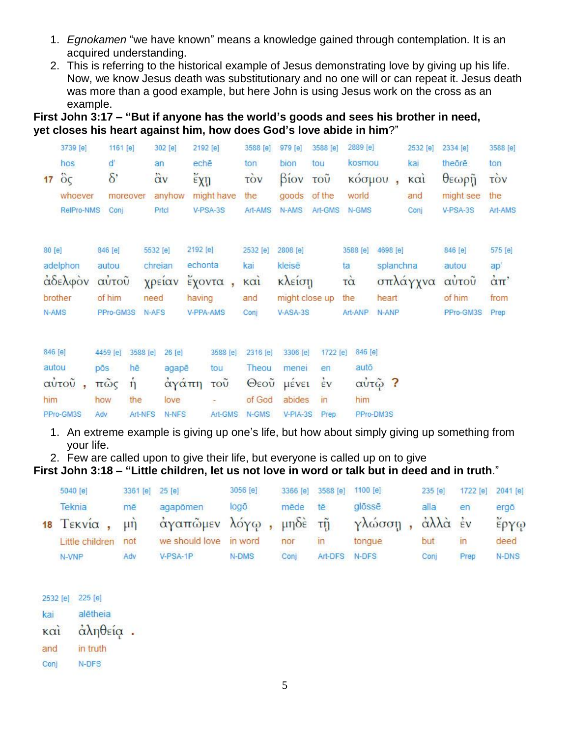1. *Egnokamen* "we have known" means a knowledge gained through contemplation. It is an acquired understanding.
2. This is referring to the historical example of Jesus demonstrating love by giving up his life. Now, we know Jesus death was substitutionary and no one will or can repeat it. Jesus death was more than a good example, but here John is using Jesus work on the cross as an example.

**First John 3:17 – "But if anyone has the world's goods and sees his brother in need, yet closes his heart against him, how does God's love abide in him?"**

| | | | | | | | | | | | |
|---|---|---|---|---|---|---|---|---|---|---|---|
| | 3739 [e] | 1161 [e] | 302 [e] | 2192 [e] | 3588 [e] | 979 [e] | 3588 [e] | 2889 [e] | 2532 [e] | 2334 [e] | 3588 [e] |
| | hos | d' | an | echē | ton | bion | tou | kosmou | kai | theōrē | ton |
| 17 | ὃς | δ' | ἂν | ἔχῃ | τὸν | βίον | τοῦ | κόσμου , | καὶ | θεωρῇ | τὸν |
| | whoever | moreover | anyhow | might have | the | goods | of the | world | and | might see | the |
| | RelPro-NMS | Conj | Prtcl | V-PSA-3S | Art-AMS | N-AMS | Art-GMS | N-GMS | Conj | V-PSA-3S | Art-AMS |

| | | | | | | | | | |
|---|---|---|---|---|---|---|---|---|---|
| 80 [e] | 846 [e] | 5532 [e] | 2192 [e] | 2532 [e] | 2808 [e] | 3588 [e] | 4698 [e] | 846 [e] | 575 [e] |
| adelphon | autou | chreian | echonta | kai | kleisē | ta | splanchna | autou | ap' |
| ἀδελφὸν | αὐτοῦ | χρείαν | ἔχοντα , | καὶ | κλείσῃ | τὰ | σπλάγχνα | αὐτοῦ | ἀπ' |
| brother | of him | need | having | and | might close up | the | heart | of him | from |
| N-AMS | PPro-GM3S | N-AFS | V-PPA-AMS | Conj | V-ASA-3S | Art-ANP | N-ANP | PPro-GM3S | Prep |

| | | | | | | | | |
|---|---|---|---|---|---|---|---|---|
| 846 [e] | 4459 [e] | 3588 [e] | 26 [e] | 3588 [e] | 2316 [e] | 3306 [e] | 1722 [e] | 846 [e] |
| autou | pōs | hē | agapē | tou | Theou | menei | en | autō |
| αὐτοῦ , | πῶς | ἡ | ἀγάπη | τοῦ | Θεοῦ | μένει | ἐν | αὐτῷ ? |
| him | how | the | love | - | of God | abides | in | him |
| PPro-GM3S | Adv | Art-NFS | N-NFS | Art-GMS | N-GMS | V-PIA-3S | Prep | PPro-DM3S |

1. An extreme example is giving up one's life, but how about simply giving up something from your life.
2. Few are called upon to give their life, but everyone is called up on to give

**First John 3:18 – "Little children, let us not love in word or talk but in deed and in truth."**

| | | | | | | | | | | |
|---|---|---|---|---|---|---|---|---|---|---|
| | 5040 [e] | 3361 [e] | 25 [e] | 3056 [e] | 3366 [e] | 3588 [e] | 1100 [e] | 235 [e] | 1722 [e] | 2041 [e] |
| | Teknia | mē | agapōmen | logō | mēde | tē | glōssē | alla | en | ergō |
| 18 | Τεκνία , | μὴ | ἀγαπῶμεν | λόγῳ , | μηδὲ | τῇ | γλώσσῃ , | ἀλλὰ | ἐν | ἔργῳ |
| | Little children | not | we should love | in word | nor | in | tongue | but | in | deed |
| | N-VNP | Adv | V-PSA-1P | N-DMS | Conj | Art-DFS | N-DFS | Conj | Prep | N-DNS |

| | |
|---|---|
| 2532 [e] | 225 [e] |
| kai | alētheia |
| καὶ | ἀληθείᾳ . |
| and | in truth |
| Conj | N-DFS |